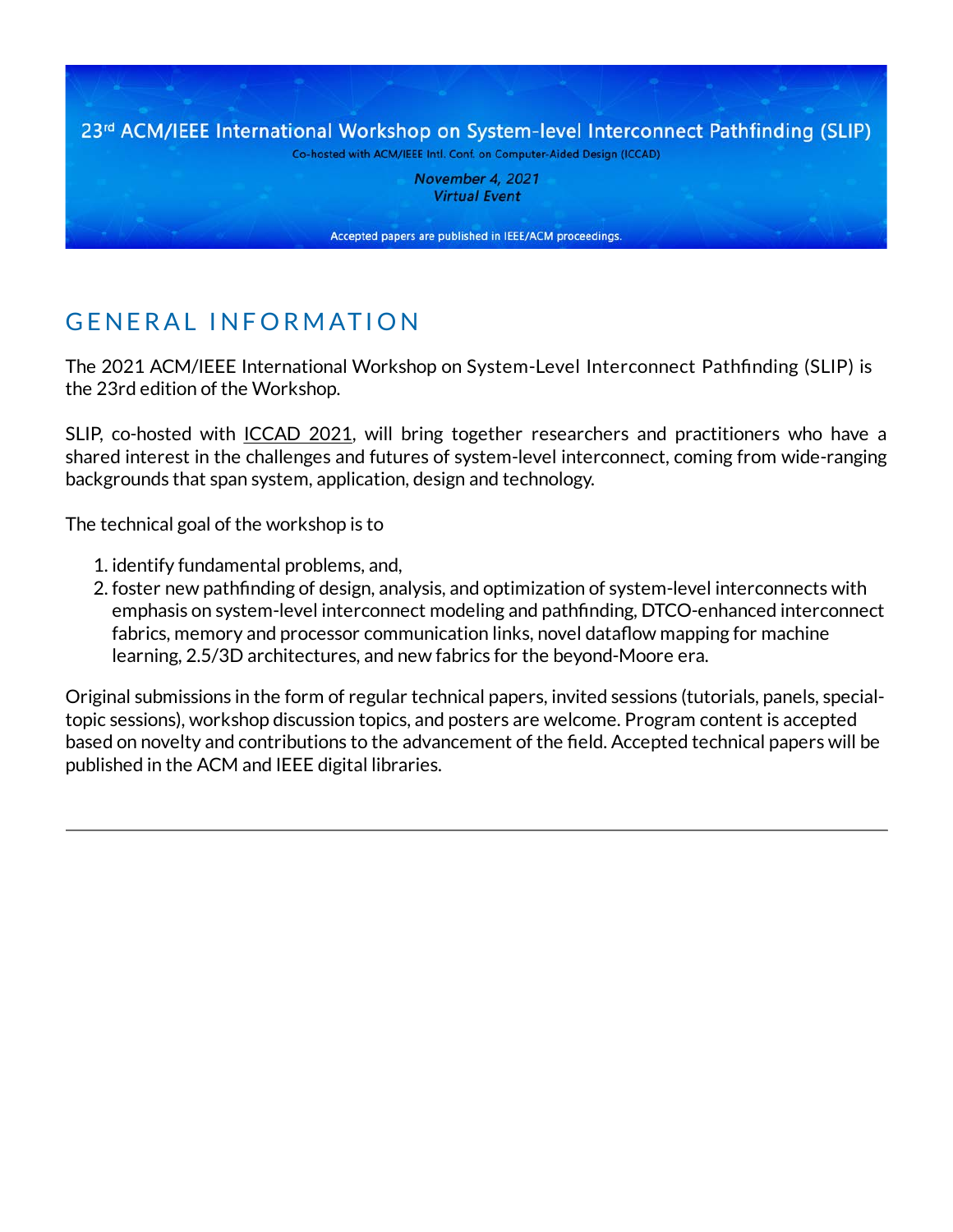23rd ACM/IEEE International Workshop on System-level Interconnect Pathfinding (SLIP)

Co-hosted with ACM/IEEE Intl. Conf. on Computer-Aided Design (ICCAD)

*November 4, 2021*
*Virtual Event*

Accepted papers are published in IEEE/ACM proceedings.

## GENERAL INFORMATION

The 2021 ACM/IEEE International Workshop on System-Level Interconnect Pathfinding (SLIP) is the 23rd edition of the Workshop.

SLIP, co-hosted with ICCAD 2021, will bring together researchers and practitioners who have a shared interest in the challenges and futures of system-level interconnect, coming from wide-ranging backgrounds that span system, application, design and technology.

The technical goal of the workshop is to

1. identify fundamental problems, and,
2. foster new pathfinding of design, analysis, and optimization of system-level interconnects with emphasis on system-level interconnect modeling and pathfinding, DTCO-enhanced interconnect fabrics, memory and processor communication links, novel dataflow mapping for machine learning, 2.5/3D architectures, and new fabrics for the beyond-Moore era.

Original submissions in the form of regular technical papers, invited sessions (tutorials, panels, special-topic sessions), workshop discussion topics, and posters are welcome. Program content is accepted based on novelty and contributions to the advancement of the field. Accepted technical papers will be published in the ACM and IEEE digital libraries.

---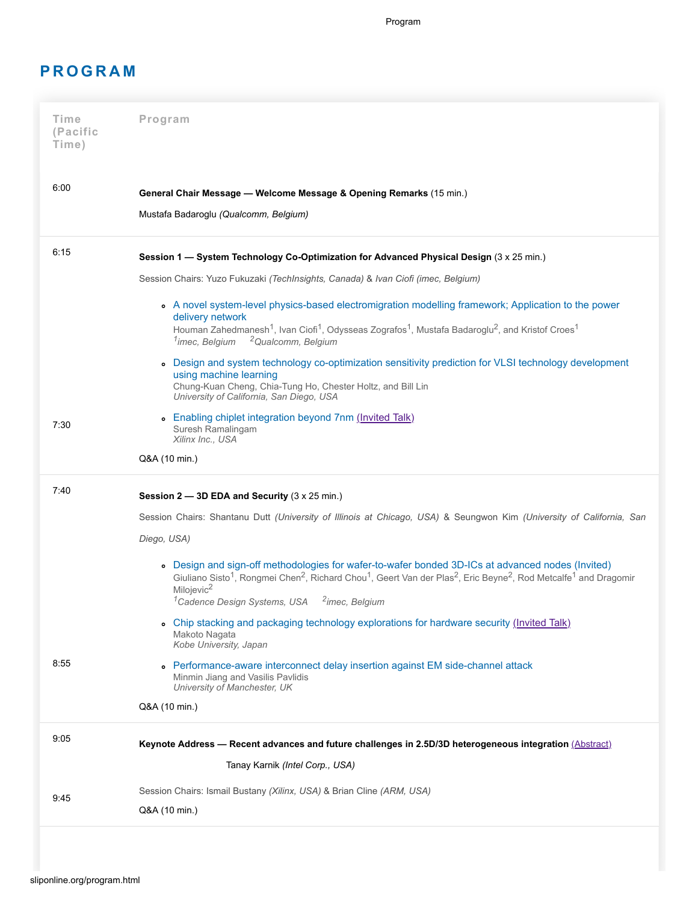# PROGRAM

| Time (Pacific Time) | Program |
|---|---|
| 6:00 | **General Chair Message — Welcome Message & Opening Remarks** (15 min.)<br><br>Mustafa Badaroglu *(Qualcomm, Belgium)* |
| 6:15<br><br><br><br><br><br><br>7:30 | **Session 1 — System Technology Co-Optimization for Advanced Physical Design** (3 x 25 min.)<br><br>Session Chairs: Yuzo Fukuzaki *(TechInsights, Canada)* & *Ivan Ciofi (imec, Belgium)*<br><br>• A novel system-level physics-based electromigration modelling framework; Application to the power delivery network<br>Houman Zahedmanesh[1], Ivan Ciofi[1], Odysseas Zografos[1], Mustafa Badaroglu[2], and Kristof Croes[1]<br>*[1]imec, Belgium [2]Qualcomm, Belgium*<br><br>• Design and system technology co-optimization sensitivity prediction for VLSI technology development using machine learning<br>Chung-Kuan Cheng, Chia-Tung Ho, Chester Holtz, and Bill Lin<br>*University of California, San Diego, USA*<br><br>• Enabling chiplet integration beyond 7nm (Invited Talk)<br>Suresh Ramalingam<br>*Xilinx Inc., USA*<br><br>Q&A (10 min.) |
| 7:40<br><br><br><br><br><br><br>8:55 | **Session 2 — 3D EDA and Security** (3 x 25 min.)<br><br>Session Chairs: Shantanu Dutt *(University of Illinois at Chicago, USA)* & Seungwon Kim *(University of California, San Diego, USA)*<br><br>• Design and sign-off methodologies for wafer-to-wafer bonded 3D-ICs at advanced nodes (Invited)<br>Giuliano Sisto[1], Rongmei Chen[2], Richard Chou[1], Geert Van der Plas[2], Eric Beyne[2], Rod Metcalfe[1] and Dragomir Milojevic[2]<br>*[1]Cadence Design Systems, USA [2]imec, Belgium*<br><br>• Chip stacking and packaging technology explorations for hardware security (Invited Talk)<br>Makoto Nagata<br>*Kobe University, Japan*<br><br>• Performance-aware interconnect delay insertion against EM side-channel attack<br>Minmin Jiang and Vasilis Pavlidis<br>*University of Manchester, UK*<br><br>Q&A (10 min.) |
| 9:05<br><br><br>9:45 | **Keynote Address — Recent advances and future challenges in 2.5D/3D heterogeneous integration** (Abstract)<br><br>Tanay Karnik *(Intel Corp., USA)*<br><br>Session Chairs: Ismail Bustany *(Xilinx, USA)* & Brian Cline *(ARM, USA)*<br><br>Q&A (10 min.) |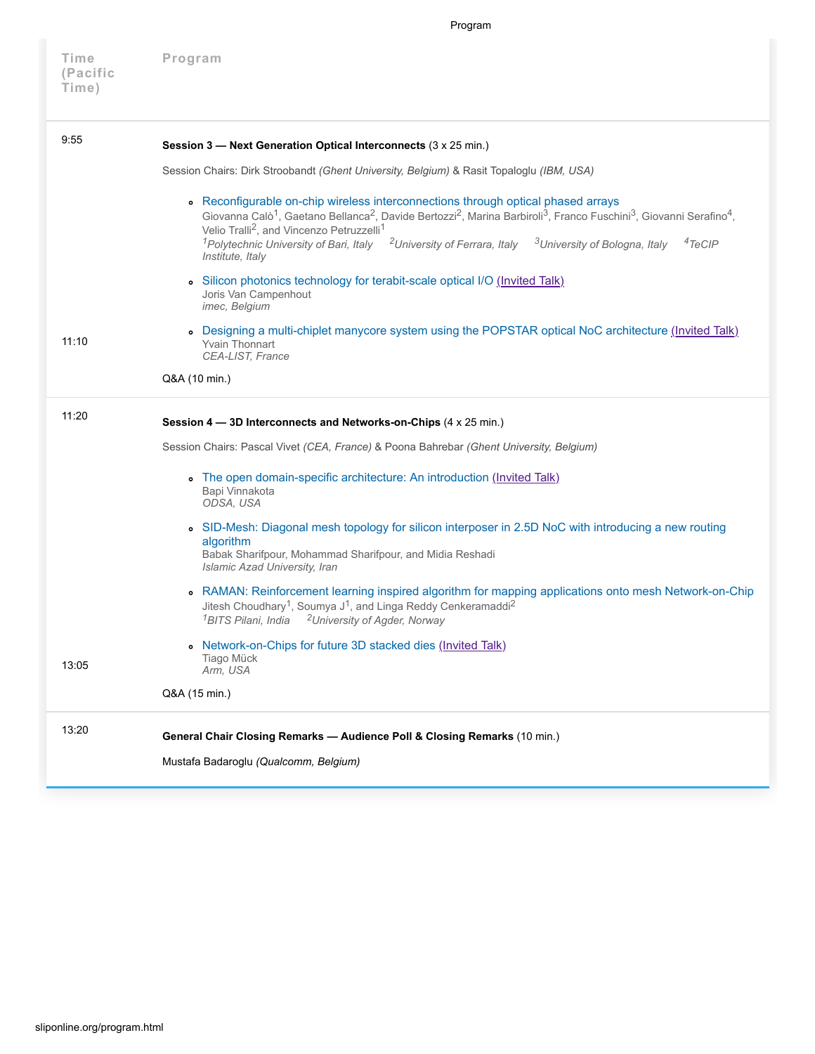| Time (Pacific Time) | Program |
|---|---|
| 9:55<br><br>11:10 | **Session 3 — Next Generation Optical Interconnects** (3 x 25 min.)<br><br>Session Chairs: Dirk Stroobandt *(Ghent University, Belgium)* & Rasit Topaloglu *(IBM, USA)*<br><br>• Reconfigurable on-chip wireless interconnections through optical phased arrays<br>Giovanna Calò[1], Gaetano Bellanca[2], Davide Bertozzi[2], Marina Barbiroli[3], Franco Fuschini[3], Giovanni Serafino[4], Velio Tralli[2], and Vincenzo Petruzzelli[1]<br>*[1]Polytechnic University of Bari, Italy [2]University of Ferrara, Italy [3]University of Bologna, Italy [4]TeCIP Institute, Italy*<br><br>• Silicon photonics technology for terabit-scale optical I/O (Invited Talk)<br>Joris Van Campenhout<br>*imec, Belgium*<br><br>• Designing a multi-chiplet manycore system using the POPSTAR optical NoC architecture (Invited Talk)<br>Yvain Thonnart<br>*CEA-LIST, France*<br><br>Q&A (10 min.) |
| 11:20<br><br>13:05 | **Session 4 — 3D Interconnects and Networks-on-Chips** (4 x 25 min.)<br><br>Session Chairs: Pascal Vivet *(CEA, France)* & Poona Bahrebar *(Ghent University, Belgium)*<br><br>• The open domain-specific architecture: An introduction (Invited Talk)<br>Bapi Vinnakota<br>*ODSA, USA*<br><br>• SID-Mesh: Diagonal mesh topology for silicon interposer in 2.5D NoC with introducing a new routing algorithm<br>Babak Sharifpour, Mohammad Sharifpour, and Midia Reshadi<br>*Islamic Azad University, Iran*<br><br>• RAMAN: Reinforcement learning inspired algorithm for mapping applications onto mesh Network-on-Chip<br>Jitesh Choudhary[1], Soumya J[1], and Linga Reddy Cenkeramaddi[2]<br>*[1]BITS Pilani, India [2]University of Agder, Norway*<br><br>• Network-on-Chips for future 3D stacked dies (Invited Talk)<br>Tiago Mück<br>*Arm, USA*<br><br>Q&A (15 min.) |
| 13:20 | **General Chair Closing Remarks — Audience Poll & Closing Remarks** (10 min.)<br><br>Mustafa Badaroglu *(Qualcomm, Belgium)* |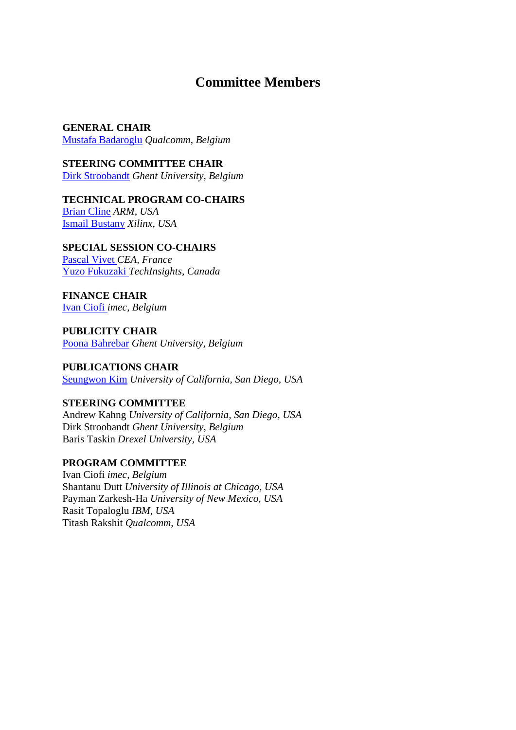# Committee Members

**GENERAL CHAIR**
Mustafa Badaroglu *Qualcomm, Belgium*

**STEERING COMMITTEE CHAIR**
Dirk Stroobandt *Ghent University, Belgium*

**TECHNICAL PROGRAM CO-CHAIRS**
Brian Cline *ARM, USA*
Ismail Bustany *Xilinx, USA*

**SPECIAL SESSION CO-CHAIRS**
Pascal Vivet *CEA, France*
Yuzo Fukuzaki *TechInsights, Canada*

**FINANCE CHAIR**
Ivan Ciofi *imec, Belgium*

**PUBLICITY CHAIR**
Poona Bahrebar *Ghent University, Belgium*

**PUBLICATIONS CHAIR**
Seungwon Kim *University of California, San Diego, USA*

**STEERING COMMITTEE**
Andrew Kahng *University of California, San Diego, USA*
Dirk Stroobandt *Ghent University, Belgium*
Baris Taskin *Drexel University, USA*

**PROGRAM COMMITTEE**
Ivan Ciofi *imec, Belgium*
Shantanu Dutt *University of Illinois at Chicago, USA*
Payman Zarkesh-Ha *University of New Mexico, USA*
Rasit Topaloglu *IBM, USA*
Titash Rakshit *Qualcomm, USA*